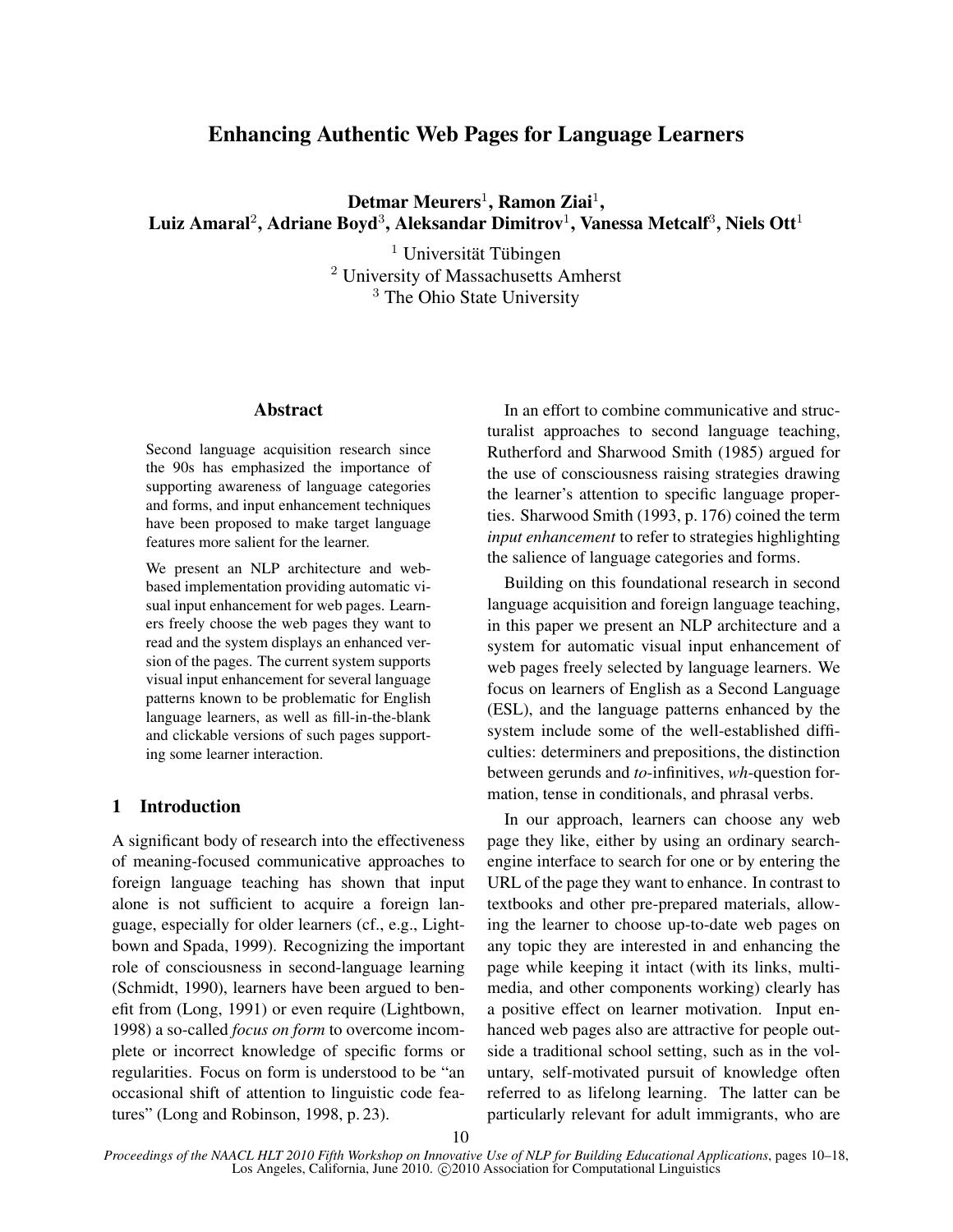# Enhancing Authentic Web Pages for Language Learners

**Detmar Meurers**[1], **Ramon Ziai**[1],
**Luiz Amaral**[2], **Adriane Boyd**[3], **Aleksandar Dimitrov**[1], **Vanessa Metcalf**[3], **Niels Ott**[1]

[1] Universität Tübingen
[2] University of Massachusetts Amherst
[3] The Ohio State University

## Abstract

Second language acquisition research since the 90s has emphasized the importance of supporting awareness of language categories and forms, and input enhancement techniques have been proposed to make target language features more salient for the learner.

We present an NLP architecture and web-based implementation providing automatic visual input enhancement for web pages. Learners freely choose the web pages they want to read and the system displays an enhanced version of the pages. The current system supports visual input enhancement for several language patterns known to be problematic for English language learners, as well as fill-in-the-blank and clickable versions of such pages supporting some learner interaction.

## 1 Introduction

A significant body of research into the effectiveness of meaning-focused communicative approaches to foreign language teaching has shown that input alone is not sufficient to acquire a foreign language, especially for older learners (cf., e.g., Lightbown and Spada, 1999). Recognizing the important role of consciousness in second-language learning (Schmidt, 1990), learners have been argued to benefit from (Long, 1991) or even require (Lightbown, 1998) a so-called *focus on form* to overcome incomplete or incorrect knowledge of specific forms or regularities. Focus on form is understood to be "an occasional shift of attention to linguistic code features" (Long and Robinson, 1998, p. 23).

In an effort to combine communicative and structuralist approaches to second language teaching, Rutherford and Sharwood Smith (1985) argued for the use of consciousness raising strategies drawing the learner's attention to specific language properties. Sharwood Smith (1993, p. 176) coined the term *input enhancement* to refer to strategies highlighting the salience of language categories and forms.

Building on this foundational research in second language acquisition and foreign language teaching, in this paper we present an NLP architecture and a system for automatic visual input enhancement of web pages freely selected by language learners. We focus on learners of English as a Second Language (ESL), and the language patterns enhanced by the system include some of the well-established difficulties: determiners and prepositions, the distinction between gerunds and *to*-infinitives, *wh*-question formation, tense in conditionals, and phrasal verbs.

In our approach, learners can choose any web page they like, either by using an ordinary search-engine interface to search for one or by entering the URL of the page they want to enhance. In contrast to textbooks and other pre-prepared materials, allowing the learner to choose up-to-date web pages on any topic they are interested in and enhancing the page while keeping it intact (with its links, multimedia, and other components working) clearly has a positive effect on learner motivation. Input enhanced web pages also are attractive for people outside a traditional school setting, such as in the voluntary, self-motivated pursuit of knowledge often referred to as lifelong learning. The latter can be particularly relevant for adult immigrants, who are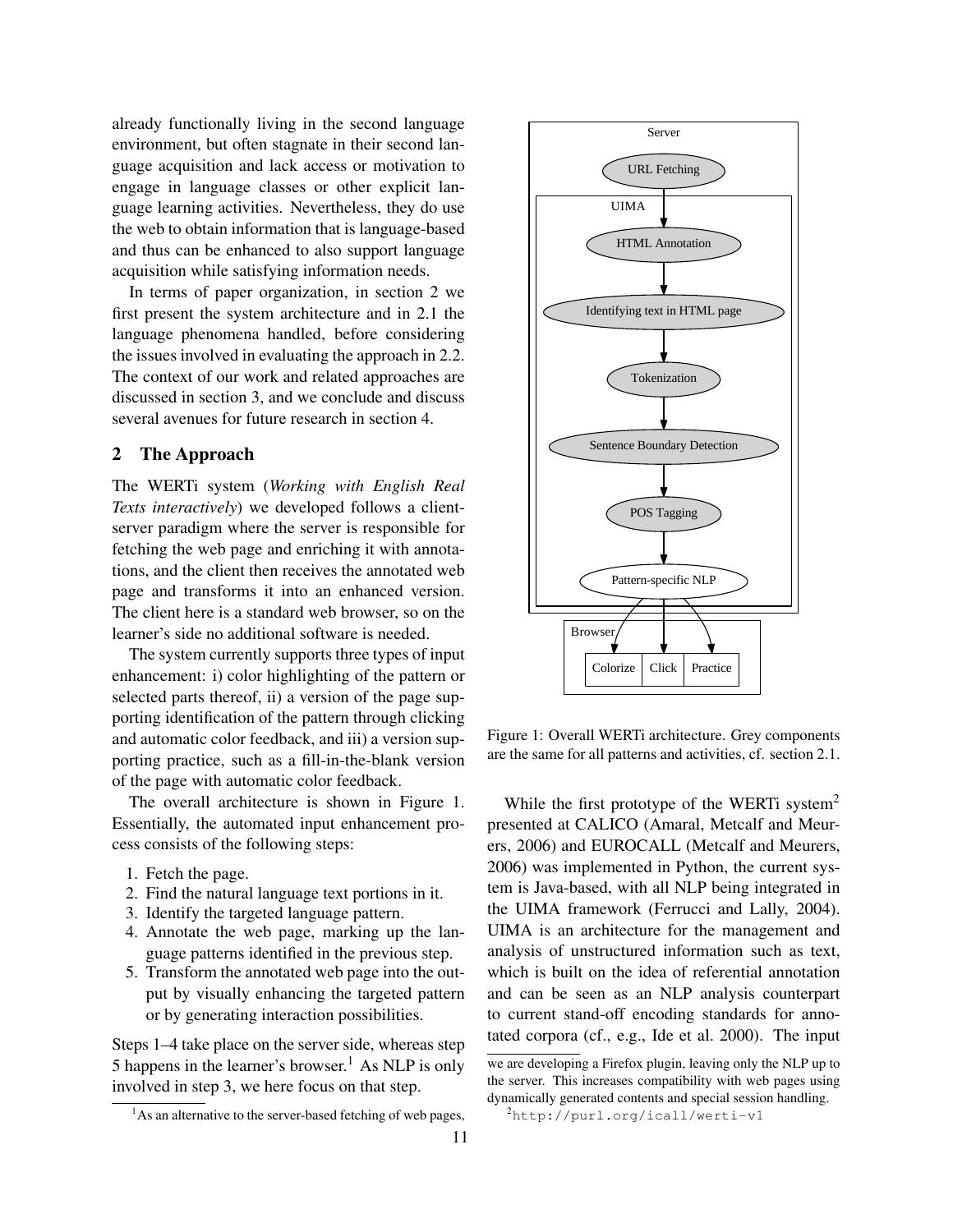already functionally living in the second language environment, but often stagnate in their second language acquisition and lack access or motivation to engage in language classes or other explicit language learning activities. Nevertheless, they do use the web to obtain information that is language-based and thus can be enhanced to also support language acquisition while satisfying information needs.

In terms of paper organization, in section 2 we first present the system architecture and in 2.1 the language phenomena handled, before considering the issues involved in evaluating the approach in 2.2. The context of our work and related approaches are discussed in section 3, and we conclude and discuss several avenues for future research in section 4.

## 2 The Approach

The WERTi system (*Working with English Real Texts interactively*) we developed follows a client-server paradigm where the server is responsible for fetching the web page and enriching it with annotations, and the client then receives the annotated web page and transforms it into an enhanced version. The client here is a standard web browser, so on the learner's side no additional software is needed.

The system currently supports three types of input enhancement: i) color highlighting of the pattern or selected parts thereof, ii) a version of the page supporting identification of the pattern through clicking and automatic color feedback, and iii) a version supporting practice, such as a fill-in-the-blank version of the page with automatic color feedback.

The overall architecture is shown in Figure 1. Essentially, the automated input enhancement process consists of the following steps:

1. Fetch the page.
2. Find the natural language text portions in it.
3. Identify the targeted language pattern.
4. Annotate the web page, marking up the language patterns identified in the previous step.
5. Transform the annotated web page into the output by visually enhancing the targeted pattern or by generating interaction possibilities.

Steps 1–4 take place on the server side, whereas step 5 happens in the learner's browser.[1] As NLP is only involved in step 3, we here focus on that step.

Figure 1: Overall WERTi architecture. Grey components are the same for all patterns and activities, cf. section 2.1.

While the first prototype of the WERTi system[2] presented at CALICO (Amaral, Metcalf and Meurers, 2006) and EUROCALL (Metcalf and Meurers, 2006) was implemented in Python, the current system is Java-based, with all NLP being integrated in the UIMA framework (Ferrucci and Lally, 2004). UIMA is an architecture for the management and analysis of unstructured information such as text, which is built on the idea of referential annotation and can be seen as an NLP analysis counterpart to current stand-off encoding standards for annotated corpora (cf., e.g., Ide et al. 2000). The input

[1] As an alternative to the server-based fetching of web pages, we are developing a Firefox plugin, leaving only the NLP up to the server. This increases compatibility with web pages using dynamically generated contents and special session handling.

[2] http://purl.org/icall/werti-v1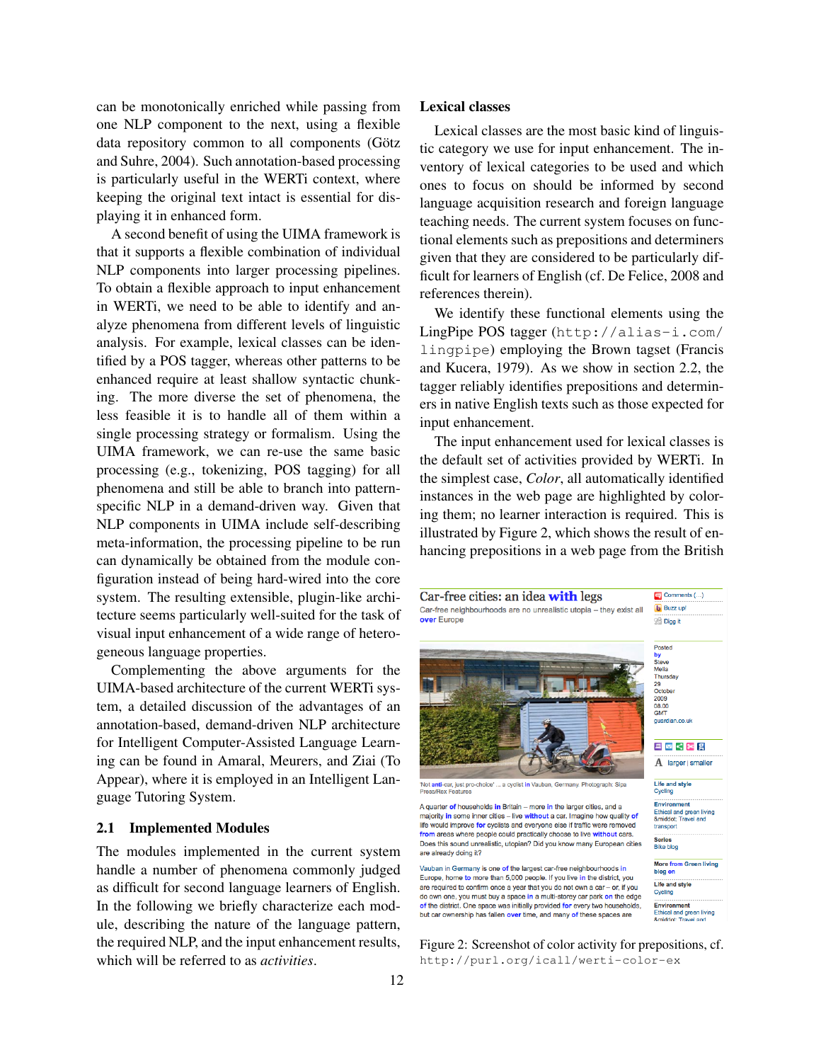can be monotonically enriched while passing from one NLP component to the next, using a flexible data repository common to all components (Götz and Suhre, 2004). Such annotation-based processing is particularly useful in the WERTi context, where keeping the original text intact is essential for displaying it in enhanced form.

A second benefit of using the UIMA framework is that it supports a flexible combination of individual NLP components into larger processing pipelines. To obtain a flexible approach to input enhancement in WERTi, we need to be able to identify and analyze phenomena from different levels of linguistic analysis. For example, lexical classes can be identified by a POS tagger, whereas other patterns to be enhanced require at least shallow syntactic chunking. The more diverse the set of phenomena, the less feasible it is to handle all of them within a single processing strategy or formalism. Using the UIMA framework, we can re-use the same basic processing (e.g., tokenizing, POS tagging) for all phenomena and still be able to branch into pattern-specific NLP in a demand-driven way. Given that NLP components in UIMA include self-describing meta-information, the processing pipeline to be run can dynamically be obtained from the module configuration instead of being hard-wired into the core system. The resulting extensible, plugin-like architecture seems particularly well-suited for the task of visual input enhancement of a wide range of heterogeneous language properties.

Complementing the above arguments for the UIMA-based architecture of the current WERTi system, a detailed discussion of the advantages of an annotation-based, demand-driven NLP architecture for Intelligent Computer-Assisted Language Learning can be found in Amaral, Meurers, and Ziai (To Appear), where it is employed in an Intelligent Language Tutoring System.

## 2.1 Implemented Modules

The modules implemented in the current system handle a number of phenomena commonly judged as difficult for second language learners of English. In the following we briefly characterize each module, describing the nature of the language pattern, the required NLP, and the input enhancement results, which will be referred to as *activities*.

### Lexical classes

Lexical classes are the most basic kind of linguistic category we use for input enhancement. The inventory of lexical categories to be used and which ones to focus on should be informed by second language acquisition research and foreign language teaching needs. The current system focuses on functional elements such as prepositions and determiners given that they are considered to be particularly difficult for learners of English (cf. De Felice, 2008 and references therein).

We identify these functional elements using the LingPipe POS tagger (`http://alias-i.com/lingpipe`) employing the Brown tagset (Francis and Kucera, 1979). As we show in section 2.2, the tagger reliably identifies prepositions and determiners in native English texts such as those expected for input enhancement.

The input enhancement used for lexical classes is the default set of activities provided by WERTi. In the simplest case, *Color*, all automatically identified instances in the web page are highlighted by coloring them; no learner interaction is required. This is illustrated by Figure 2, which shows the result of enhancing prepositions in a web page from the British

Figure 2: Screenshot of color activity for prepositions, cf. `http://purl.org/icall/werti-color-ex`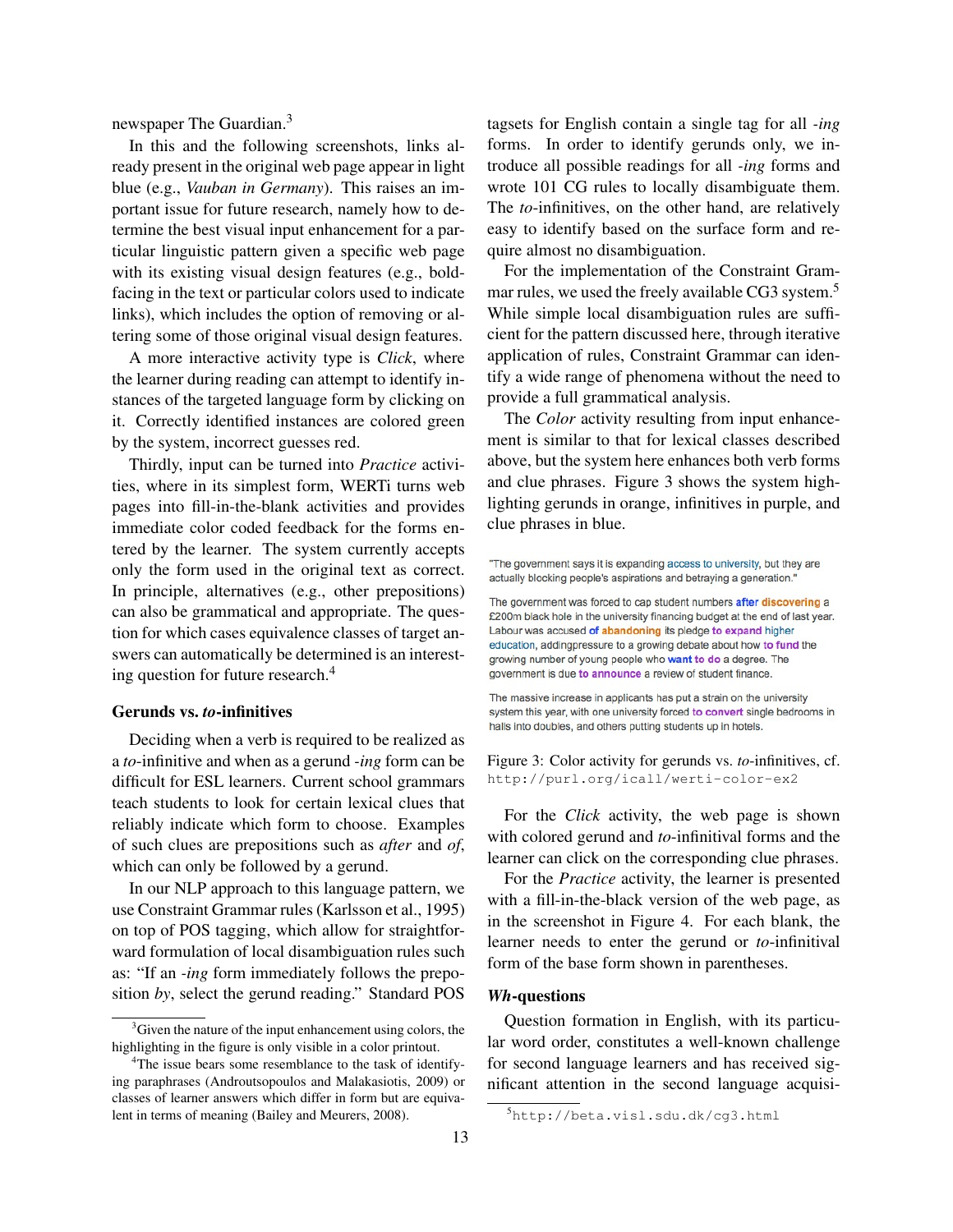newspaper The Guardian.[3]

In this and the following screenshots, links already present in the original web page appear in light blue (e.g., *Vauban in Germany*). This raises an important issue for future research, namely how to determine the best visual input enhancement for a particular linguistic pattern given a specific web page with its existing visual design features (e.g., boldfacing in the text or particular colors used to indicate links), which includes the option of removing or altering some of those original visual design features.

A more interactive activity type is *Click*, where the learner during reading can attempt to identify instances of the targeted language form by clicking on it. Correctly identified instances are colored green by the system, incorrect guesses red.

Thirdly, input can be turned into *Practice* activities, where in its simplest form, WERTi turns web pages into fill-in-the-blank activities and provides immediate color coded feedback for the forms entered by the learner. The system currently accepts only the form used in the original text as correct. In principle, alternatives (e.g., other prepositions) can also be grammatical and appropriate. The question for which cases equivalence classes of target answers can automatically be determined is an interesting question for future research.[4]

### Gerunds vs. *to*-infinitives

Deciding when a verb is required to be realized as a *to*-infinitive and when as a gerund *-ing* form can be difficult for ESL learners. Current school grammars teach students to look for certain lexical clues that reliably indicate which form to choose. Examples of such clues are prepositions such as *after* and *of*, which can only be followed by a gerund.

In our NLP approach to this language pattern, we use Constraint Grammar rules (Karlsson et al., 1995) on top of POS tagging, which allow for straightforward formulation of local disambiguation rules such as: "If an *-ing* form immediately follows the preposition *by*, select the gerund reading." Standard POS tagsets for English contain a single tag for all *-ing* forms. In order to identify gerunds only, we introduce all possible readings for all *-ing* forms and wrote 101 CG rules to locally disambiguate them. The *to*-infinitives, on the other hand, are relatively easy to identify based on the surface form and require almost no disambiguation.

For the implementation of the Constraint Grammar rules, we used the freely available CG3 system.[5] While simple local disambiguation rules are sufficient for the pattern discussed here, through iterative application of rules, Constraint Grammar can identify a wide range of phenomena without the need to provide a full grammatical analysis.

The *Color* activity resulting from input enhancement is similar to that for lexical classes described above, but the system here enhances both verb forms and clue phrases. Figure 3 shows the system highlighting gerunds in orange, infinitives in purple, and clue phrases in blue.

"The government says it is expanding access to university, but they are actually blocking people's aspirations and betraying a generation."

The government was forced to cap student numbers after discovering a £200m black hole in the university financing budget at the end of last year. Labour was accused of abandoning its pledge to expand higher education, addingpressure to a growing debate about how to fund the growing number of young people who want to do a degree. The government is due to announce a review of student finance.

The massive increase in applicants has put a strain on the university system this year, with one university forced to convert single bedrooms in halls into doubles, and others putting students up in hotels.

Figure 3: Color activity for gerunds vs. *to*-infinitives, cf. `http://purl.org/icall/werti-color-ex2`

For the *Click* activity, the web page is shown with colored gerund and *to*-infinitival forms and the learner can click on the corresponding clue phrases.

For the *Practice* activity, the learner is presented with a fill-in-the-black version of the web page, as in the screenshot in Figure 4. For each blank, the learner needs to enter the gerund or *to*-infinitival form of the base form shown in parentheses.

### *Wh*-questions

Question formation in English, with its particular word order, constitutes a well-known challenge for second language learners and has received significant attention in the second language acquisi-

[3] Given the nature of the input enhancement using colors, the highlighting in the figure is only visible in a color printout.

[4] The issue bears some resemblance to the task of identifying paraphrases (Androutsopoulos and Malakasiotis, 2009) or classes of learner answers which differ in form but are equivalent in terms of meaning (Bailey and Meurers, 2008).

[5] `http://beta.visl.sdu.dk/cg3.html`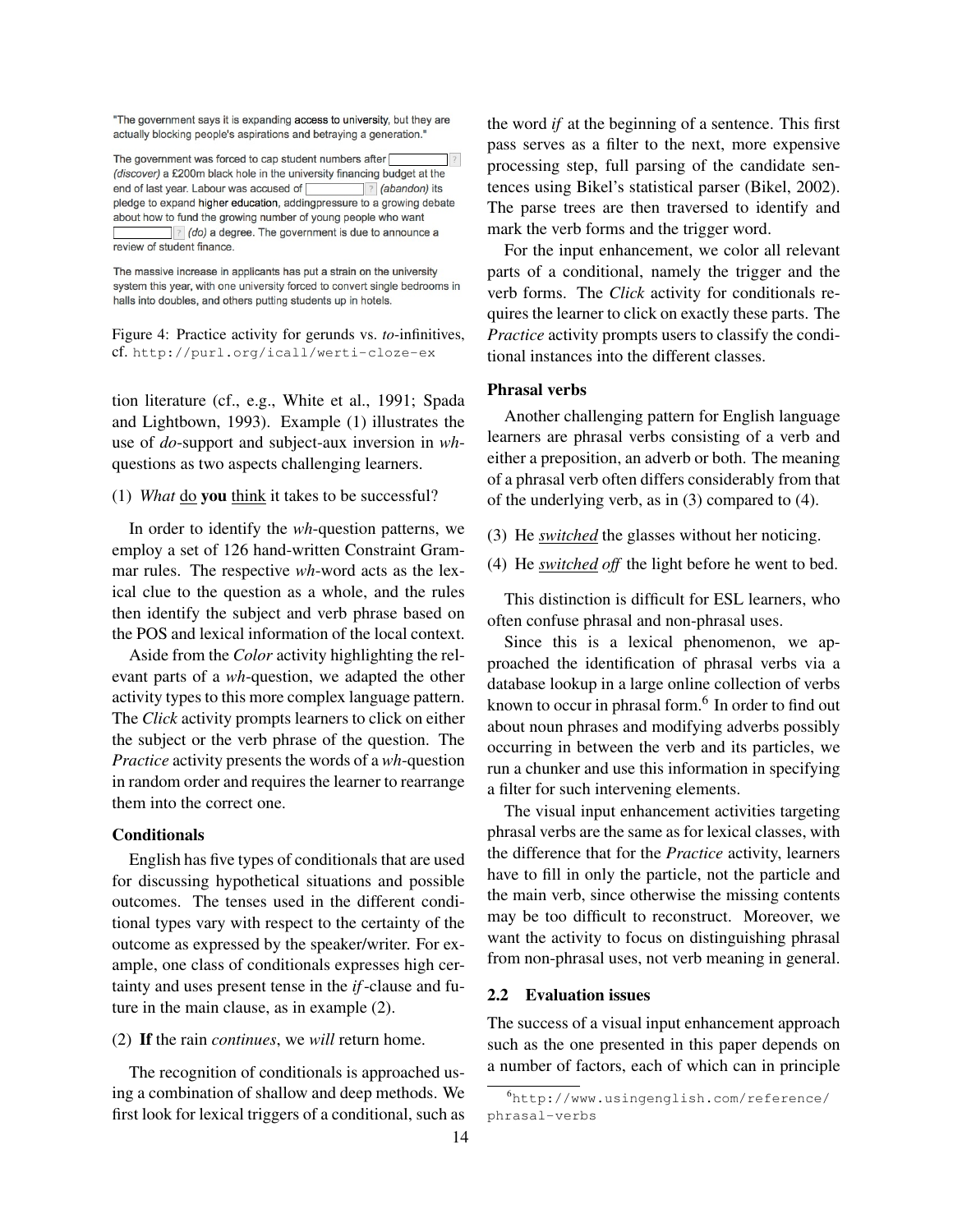"The government says it is expanding access to university, but they are actually blocking people's aspirations and betraying a generation."

The government was forced to cap student numbers after [ ] ? (discover) a £200m black hole in the university financing budget at the end of last year. Labour was accused of [ ] ? (abandon) its pledge to expand higher education, addingpressure to a growing debate about how to fund the growing number of young people who want [ ] ? (do) a degree. The government is due to announce a review of student finance.

The massive increase in applicants has put a strain on the university system this year, with one university forced to convert single bedrooms in halls into doubles, and others putting students up in hotels.

Figure 4: Practice activity for gerunds vs. *to*-infinitives, cf. http://purl.org/icall/werti-cloze-ex

tion literature (cf., e.g., White et al., 1991; Spada and Lightbown, 1993). Example (1) illustrates the use of *do*-support and subject-aux inversion in *wh*-questions as two aspects challenging learners.

(1) *What* do **you** think it takes to be successful?

In order to identify the *wh*-question patterns, we employ a set of 126 hand-written Constraint Grammar rules. The respective *wh*-word acts as the lexical clue to the question as a whole, and the rules then identify the subject and verb phrase based on the POS and lexical information of the local context.

Aside from the *Color* activity highlighting the relevant parts of a *wh*-question, we adapted the other activity types to this more complex language pattern. The *Click* activity prompts learners to click on either the subject or the verb phrase of the question. The *Practice* activity presents the words of a *wh*-question in random order and requires the learner to rearrange them into the correct one.

**Conditionals**

English has five types of conditionals that are used for discussing hypothetical situations and possible outcomes. The tenses used in the different conditional types vary with respect to the certainty of the outcome as expressed by the speaker/writer. For example, one class of conditionals expresses high certainty and uses present tense in the *if*-clause and future in the main clause, as in example (2).

(2) **If** the rain *continues*, we *will* return home.

The recognition of conditionals is approached using a combination of shallow and deep methods. We first look for lexical triggers of a conditional, such as the word *if* at the beginning of a sentence. This first pass serves as a filter to the next, more expensive processing step, full parsing of the candidate sentences using Bikel's statistical parser (Bikel, 2002). The parse trees are then traversed to identify and mark the verb forms and the trigger word.

For the input enhancement, we color all relevant parts of a conditional, namely the trigger and the verb forms. The *Click* activity for conditionals requires the learner to click on exactly these parts. The *Practice* activity prompts users to classify the conditional instances into the different classes.

**Phrasal verbs**

Another challenging pattern for English language learners are phrasal verbs consisting of a verb and either a preposition, an adverb or both. The meaning of a phrasal verb often differs considerably from that of the underlying verb, as in (3) compared to (4).

(3) He *switched* the glasses without her noticing.

(4) He *switched off* the light before he went to bed.

This distinction is difficult for ESL learners, who often confuse phrasal and non-phrasal uses.

Since this is a lexical phenomenon, we approached the identification of phrasal verbs via a database lookup in a large online collection of verbs known to occur in phrasal form.[6] In order to find out about noun phrases and modifying adverbs possibly occurring in between the verb and its particles, we run a chunker and use this information in specifying a filter for such intervening elements.

The visual input enhancement activities targeting phrasal verbs are the same as for lexical classes, with the difference that for the *Practice* activity, learners have to fill in only the particle, not the particle and the main verb, since otherwise the missing contents may be too difficult to reconstruct. Moreover, we want the activity to focus on distinguishing phrasal from non-phrasal uses, not verb meaning in general.

## 2.2 Evaluation issues

The success of a visual input enhancement approach such as the one presented in this paper depends on a number of factors, each of which can in principle

[6] http://www.usingenglish.com/reference/phrasal-verbs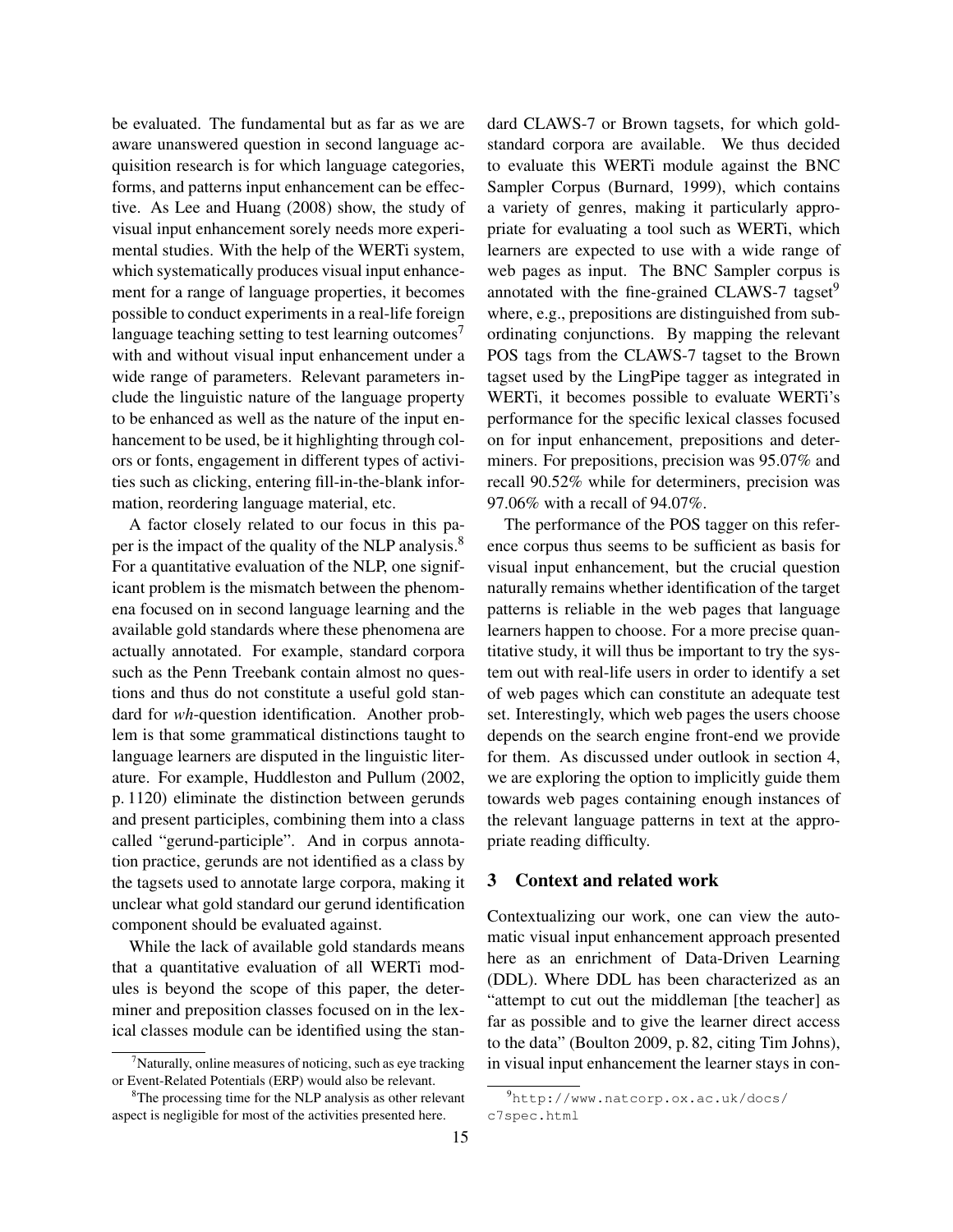be evaluated. The fundamental but as far as we are aware unanswered question in second language acquisition research is for which language categories, forms, and patterns input enhancement can be effective. As Lee and Huang (2008) show, the study of visual input enhancement sorely needs more experimental studies. With the help of the WERTi system, which systematically produces visual input enhancement for a range of language properties, it becomes possible to conduct experiments in a real-life foreign language teaching setting to test learning outcomes[7] with and without visual input enhancement under a wide range of parameters. Relevant parameters include the linguistic nature of the language property to be enhanced as well as the nature of the input enhancement to be used, be it highlighting through colors or fonts, engagement in different types of activities such as clicking, entering fill-in-the-blank information, reordering language material, etc.

A factor closely related to our focus in this paper is the impact of the quality of the NLP analysis.[8] For a quantitative evaluation of the NLP, one significant problem is the mismatch between the phenomena focused on in second language learning and the available gold standards where these phenomena are actually annotated. For example, standard corpora such as the Penn Treebank contain almost no questions and thus do not constitute a useful gold standard for *wh*-question identification. Another problem is that some grammatical distinctions taught to language learners are disputed in the linguistic literature. For example, Huddleston and Pullum (2002, p. 1120) eliminate the distinction between gerunds and present participles, combining them into a class called "gerund-participle". And in corpus annotation practice, gerunds are not identified as a class by the tagsets used to annotate large corpora, making it unclear what gold standard our gerund identification component should be evaluated against.

While the lack of available gold standards means that a quantitative evaluation of all WERTi modules is beyond the scope of this paper, the determiner and preposition classes focused on in the lexical classes module can be identified using the standard CLAWS-7 or Brown tagsets, for which gold-standard corpora are available. We thus decided to evaluate this WERTi module against the BNC Sampler Corpus (Burnard, 1999), which contains a variety of genres, making it particularly appropriate for evaluating a tool such as WERTi, which learners are expected to use with a wide range of web pages as input. The BNC Sampler corpus is annotated with the fine-grained CLAWS-7 tagset[9] where, e.g., prepositions are distinguished from subordinating conjunctions. By mapping the relevant POS tags from the CLAWS-7 tagset to the Brown tagset used by the LingPipe tagger as integrated in WERTi, it becomes possible to evaluate WERTi's performance for the specific lexical classes focused on for input enhancement, prepositions and determiners. For prepositions, precision was 95.07% and recall 90.52% while for determiners, precision was 97.06% with a recall of 94.07%.

The performance of the POS tagger on this reference corpus thus seems to be sufficient as basis for visual input enhancement, but the crucial question naturally remains whether identification of the target patterns is reliable in the web pages that language learners happen to choose. For a more precise quantitative study, it will thus be important to try the system out with real-life users in order to identify a set of web pages which can constitute an adequate test set. Interestingly, which web pages the users choose depends on the search engine front-end we provide for them. As discussed under outlook in section 4, we are exploring the option to implicitly guide them towards web pages containing enough instances of the relevant language patterns in text at the appropriate reading difficulty.

## 3 Context and related work

Contextualizing our work, one can view the automatic visual input enhancement approach presented here as an enrichment of Data-Driven Learning (DDL). Where DDL has been characterized as an "attempt to cut out the middleman [the teacher] as far as possible and to give the learner direct access to the data" (Boulton 2009, p. 82, citing Tim Johns), in visual input enhancement the learner stays in con-

[7] Naturally, online measures of noticing, such as eye tracking or Event-Related Potentials (ERP) would also be relevant.

[8] The processing time for the NLP analysis as other relevant aspect is negligible for most of the activities presented here.

[9] http://www.natcorp.ox.ac.uk/docs/c7spec.html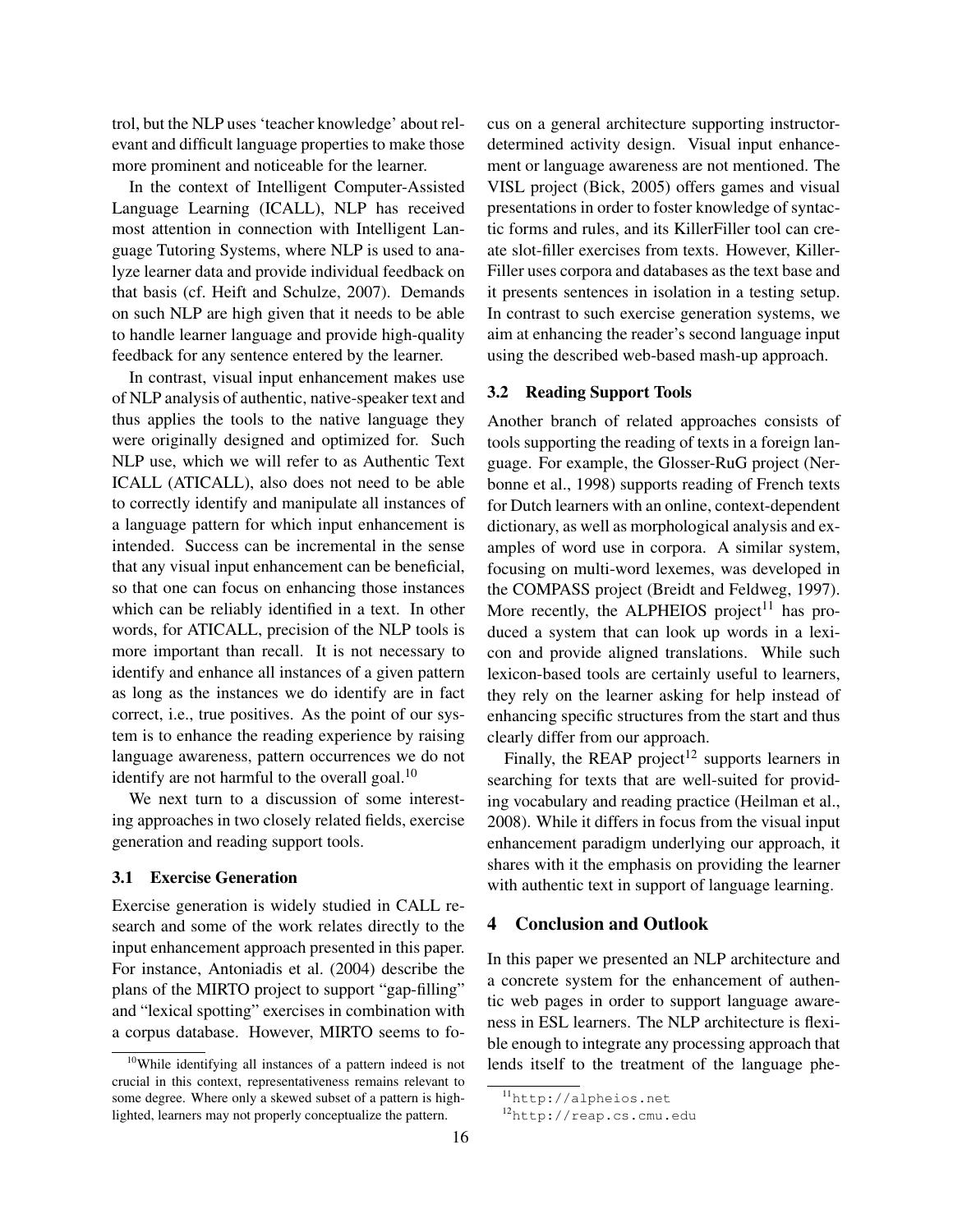trol, but the NLP uses 'teacher knowledge' about relevant and difficult language properties to make those more prominent and noticeable for the learner.

In the context of Intelligent Computer-Assisted Language Learning (ICALL), NLP has received most attention in connection with Intelligent Language Tutoring Systems, where NLP is used to analyze learner data and provide individual feedback on that basis (cf. Heift and Schulze, 2007). Demands on such NLP are high given that it needs to be able to handle learner language and provide high-quality feedback for any sentence entered by the learner.

In contrast, visual input enhancement makes use of NLP analysis of authentic, native-speaker text and thus applies the tools to the native language they were originally designed and optimized for. Such NLP use, which we will refer to as Authentic Text ICALL (ATICALL), also does not need to be able to correctly identify and manipulate all instances of a language pattern for which input enhancement is intended. Success can be incremental in the sense that any visual input enhancement can be beneficial, so that one can focus on enhancing those instances which can be reliably identified in a text. In other words, for ATICALL, precision of the NLP tools is more important than recall. It is not necessary to identify and enhance all instances of a given pattern as long as the instances we do identify are in fact correct, i.e., true positives. As the point of our system is to enhance the reading experience by raising language awareness, pattern occurrences we do not identify are not harmful to the overall goal.[10]

We next turn to a discussion of some interesting approaches in two closely related fields, exercise generation and reading support tools.

### 3.1 Exercise Generation

Exercise generation is widely studied in CALL research and some of the work relates directly to the input enhancement approach presented in this paper. For instance, Antoniadis et al. (2004) describe the plans of the MIRTO project to support "gap-filling" and "lexical spotting" exercises in combination with a corpus database. However, MIRTO seems to focus on a general architecture supporting instructor-determined activity design. Visual input enhancement or language awareness are not mentioned. The VISL project (Bick, 2005) offers games and visual presentations in order to foster knowledge of syntactic forms and rules, and its KillerFiller tool can create slot-filler exercises from texts. However, KillerFiller uses corpora and databases as the text base and it presents sentences in isolation in a testing setup. In contrast to such exercise generation systems, we aim at enhancing the reader's second language input using the described web-based mash-up approach.

### 3.2 Reading Support Tools

Another branch of related approaches consists of tools supporting the reading of texts in a foreign language. For example, the Glosser-RuG project (Nerbonne et al., 1998) supports reading of French texts for Dutch learners with an online, context-dependent dictionary, as well as morphological analysis and examples of word use in corpora. A similar system, focusing on multi-word lexemes, was developed in the COMPASS project (Breidt and Feldweg, 1997). More recently, the ALPHEIOS project[11] has produced a system that can look up words in a lexicon and provide aligned translations. While such lexicon-based tools are certainly useful to learners, they rely on the learner asking for help instead of enhancing specific structures from the start and thus clearly differ from our approach.

Finally, the REAP project[12] supports learners in searching for texts that are well-suited for providing vocabulary and reading practice (Heilman et al., 2008). While it differs in focus from the visual input enhancement paradigm underlying our approach, it shares with it the emphasis on providing the learner with authentic text in support of language learning.

## 4 Conclusion and Outlook

In this paper we presented an NLP architecture and a concrete system for the enhancement of authentic web pages in order to support language awareness in ESL learners. The NLP architecture is flexible enough to integrate any processing approach that lends itself to the treatment of the language phe-

[10] While identifying all instances of a pattern indeed is not crucial in this context, representativeness remains relevant to some degree. Where only a skewed subset of a pattern is highlighted, learners may not properly conceptualize the pattern.

[11] http://alpheios.net

[12] http://reap.cs.cmu.edu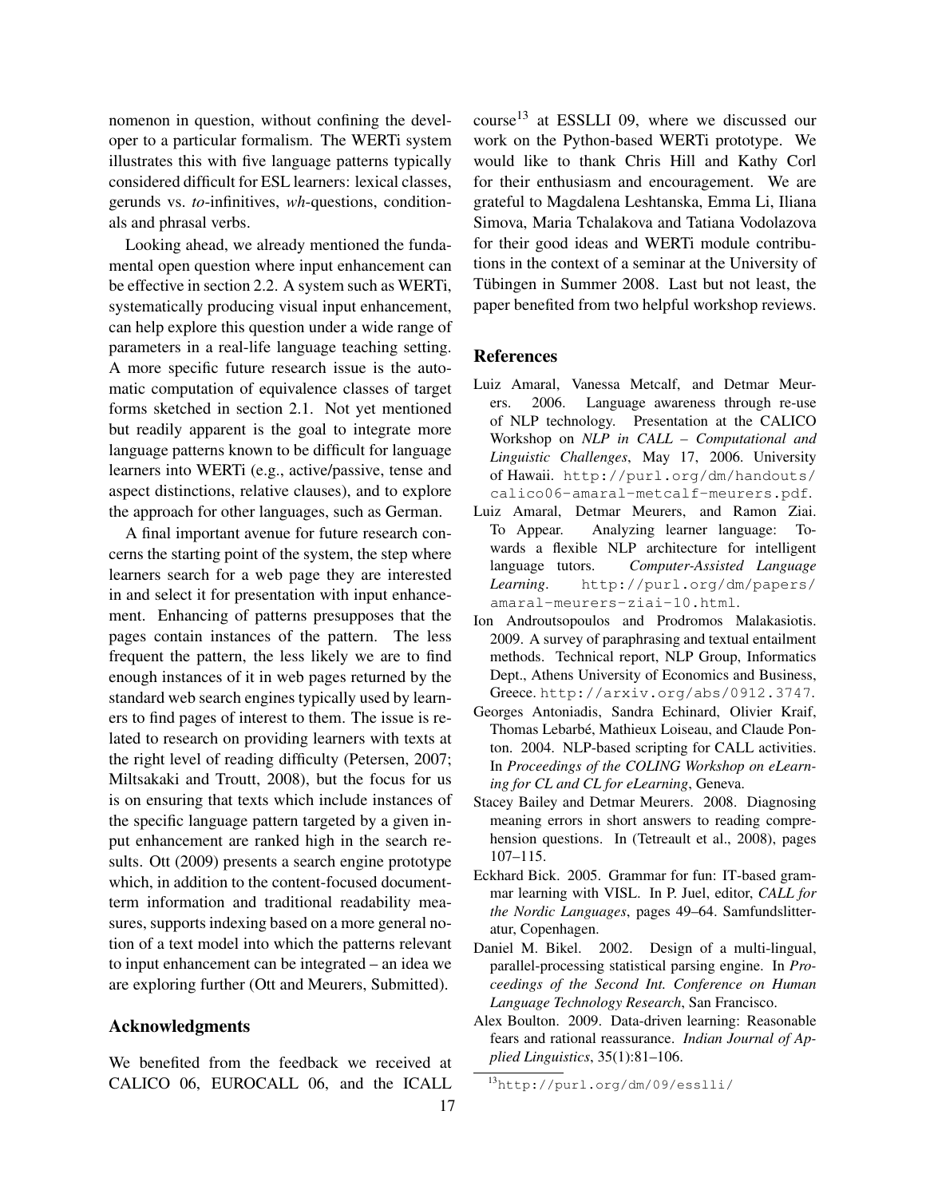nomenon in question, without confining the developer to a particular formalism. The WERTi system illustrates this with five language patterns typically considered difficult for ESL learners: lexical classes, gerunds vs. *to*-infinitives, *wh*-questions, conditionals and phrasal verbs.

Looking ahead, we already mentioned the fundamental open question where input enhancement can be effective in section 2.2. A system such as WERTi, systematically producing visual input enhancement, can help explore this question under a wide range of parameters in a real-life language teaching setting. A more specific future research issue is the automatic computation of equivalence classes of target forms sketched in section 2.1. Not yet mentioned but readily apparent is the goal to integrate more language patterns known to be difficult for language learners into WERTi (e.g., active/passive, tense and aspect distinctions, relative clauses), and to explore the approach for other languages, such as German.

A final important avenue for future research concerns the starting point of the system, the step where learners search for a web page they are interested in and select it for presentation with input enhancement. Enhancing of patterns presupposes that the pages contain instances of the pattern. The less frequent the pattern, the less likely we are to find enough instances of it in web pages returned by the standard web search engines typically used by learners to find pages of interest to them. The issue is related to research on providing learners with texts at the right level of reading difficulty (Petersen, 2007; Miltsakaki and Troutt, 2008), but the focus for us is on ensuring that texts which include instances of the specific language pattern targeted by a given input enhancement are ranked high in the search results. Ott (2009) presents a search engine prototype which, in addition to the content-focused document-term information and traditional readability measures, supports indexing based on a more general notion of a text model into which the patterns relevant to input enhancement can be integrated – an idea we are exploring further (Ott and Meurers, Submitted).

## Acknowledgments

We benefited from the feedback we received at CALICO 06, EUROCALL 06, and the ICALL course[13] at ESSLLI 09, where we discussed our work on the Python-based WERTi prototype. We would like to thank Chris Hill and Kathy Corl for their enthusiasm and encouragement. We are grateful to Magdalena Leshtanska, Emma Li, Iliana Simova, Maria Tchalakova and Tatiana Vodolazova for their good ideas and WERTi module contributions in the context of a seminar at the University of Tübingen in Summer 2008. Last but not least, the paper benefited from two helpful workshop reviews.

[13] http://purl.org/dm/09/esslli/

## References

Luiz Amaral, Vanessa Metcalf, and Detmar Meurers. 2006. Language awareness through re-use of NLP technology. Presentation at the CALICO Workshop on *NLP in CALL – Computational and Linguistic Challenges*, May 17, 2006. University of Hawaii. http://purl.org/dm/handouts/calico06-amaral-metcalf-meurers.pdf.

Luiz Amaral, Detmar Meurers, and Ramon Ziai. To Appear. Analyzing learner language: Towards a flexible NLP architecture for intelligent language tutors. *Computer-Assisted Language Learning*. http://purl.org/dm/papers/amaral-meurers-ziai-10.html.

Ion Androutsopoulos and Prodromos Malakasiotis. 2009. A survey of paraphrasing and textual entailment methods. Technical report, NLP Group, Informatics Dept., Athens University of Economics and Business, Greece. http://arxiv.org/abs/0912.3747.

Georges Antoniadis, Sandra Echinard, Olivier Kraif, Thomas Lebarbé, Mathieux Loiseau, and Claude Ponton. 2004. NLP-based scripting for CALL activities. In *Proceedings of the COLING Workshop on eLearning for CL and CL for eLearning*, Geneva.

Stacey Bailey and Detmar Meurers. 2008. Diagnosing meaning errors in short answers to reading comprehension questions. In (Tetreault et al., 2008), pages 107–115.

Eckhard Bick. 2005. Grammar for fun: IT-based grammar learning with VISL. In P. Juel, editor, *CALL for the Nordic Languages*, pages 49–64. Samfundslitteratur, Copenhagen.

Daniel M. Bikel. 2002. Design of a multi-lingual, parallel-processing statistical parsing engine. In *Proceedings of the Second Int. Conference on Human Language Technology Research*, San Francisco.

Alex Boulton. 2009. Data-driven learning: Reasonable fears and rational reassurance. *Indian Journal of Applied Linguistics*, 35(1):81–106.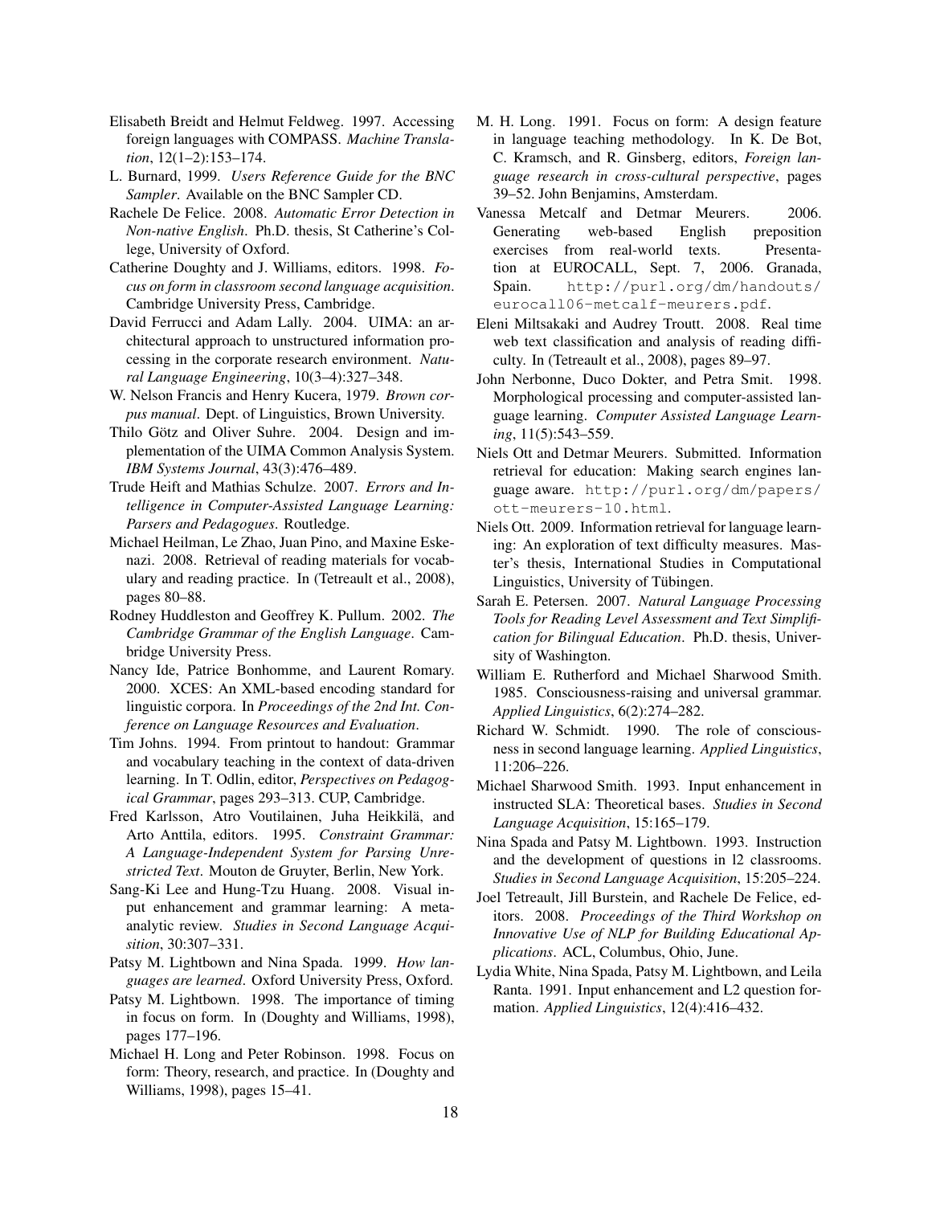Elisabeth Breidt and Helmut Feldweg. 1997. Accessing foreign languages with COMPASS. *Machine Translation*, 12(1–2):153–174.

L. Burnard, 1999. *Users Reference Guide for the BNC Sampler*. Available on the BNC Sampler CD.

Rachele De Felice. 2008. *Automatic Error Detection in Non-native English*. Ph.D. thesis, St Catherine's College, University of Oxford.

Catherine Doughty and J. Williams, editors. 1998. *Focus on form in classroom second language acquisition*. Cambridge University Press, Cambridge.

David Ferrucci and Adam Lally. 2004. UIMA: an architectural approach to unstructured information processing in the corporate research environment. *Natural Language Engineering*, 10(3–4):327–348.

W. Nelson Francis and Henry Kucera, 1979. *Brown corpus manual*. Dept. of Linguistics, Brown University.

Thilo Götz and Oliver Suhre. 2004. Design and implementation of the UIMA Common Analysis System. *IBM Systems Journal*, 43(3):476–489.

Trude Heift and Mathias Schulze. 2007. *Errors and Intelligence in Computer-Assisted Language Learning: Parsers and Pedagogues*. Routledge.

Michael Heilman, Le Zhao, Juan Pino, and Maxine Eskenazi. 2008. Retrieval of reading materials for vocabulary and reading practice. In (Tetreault et al., 2008), pages 80–88.

Rodney Huddleston and Geoffrey K. Pullum. 2002. *The Cambridge Grammar of the English Language*. Cambridge University Press.

Nancy Ide, Patrice Bonhomme, and Laurent Romary. 2000. XCES: An XML-based encoding standard for linguistic corpora. In *Proceedings of the 2nd Int. Conference on Language Resources and Evaluation*.

Tim Johns. 1994. From printout to handout: Grammar and vocabulary teaching in the context of data-driven learning. In T. Odlin, editor, *Perspectives on Pedagogical Grammar*, pages 293–313. CUP, Cambridge.

Fred Karlsson, Atro Voutilainen, Juha Heikkilä, and Arto Anttila, editors. 1995. *Constraint Grammar: A Language-Independent System for Parsing Unrestricted Text*. Mouton de Gruyter, Berlin, New York.

Sang-Ki Lee and Hung-Tzu Huang. 2008. Visual input enhancement and grammar learning: A meta-analytic review. *Studies in Second Language Acquisition*, 30:307–331.

Patsy M. Lightbown and Nina Spada. 1999. *How languages are learned*. Oxford University Press, Oxford.

Patsy M. Lightbown. 1998. The importance of timing in focus on form. In (Doughty and Williams, 1998), pages 177–196.

Michael H. Long and Peter Robinson. 1998. Focus on form: Theory, research, and practice. In (Doughty and Williams, 1998), pages 15–41.

M. H. Long. 1991. Focus on form: A design feature in language teaching methodology. In K. De Bot, C. Kramsch, and R. Ginsberg, editors, *Foreign language research in cross-cultural perspective*, pages 39–52. John Benjamins, Amsterdam.

Vanessa Metcalf and Detmar Meurers. 2006. Generating web-based English preposition exercises from real-world texts. Presentation at EUROCALL, Sept. 7, 2006. Granada, Spain. `http://purl.org/dm/handouts/eurocall06-metcalf-meurers.pdf`.

Eleni Miltsakaki and Audrey Troutt. 2008. Real time web text classification and analysis of reading difficulty. In (Tetreault et al., 2008), pages 89–97.

John Nerbonne, Duco Dokter, and Petra Smit. 1998. Morphological processing and computer-assisted language learning. *Computer Assisted Language Learning*, 11(5):543–559.

Niels Ott and Detmar Meurers. Submitted. Information retrieval for education: Making search engines language aware. `http://purl.org/dm/papers/ott-meurers-10.html`.

Niels Ott. 2009. Information retrieval for language learning: An exploration of text difficulty measures. Master's thesis, International Studies in Computational Linguistics, University of Tübingen.

Sarah E. Petersen. 2007. *Natural Language Processing Tools for Reading Level Assessment and Text Simplification for Bilingual Education*. Ph.D. thesis, University of Washington.

William E. Rutherford and Michael Sharwood Smith. 1985. Consciousness-raising and universal grammar. *Applied Linguistics*, 6(2):274–282.

Richard W. Schmidt. 1990. The role of consciousness in second language learning. *Applied Linguistics*, 11:206–226.

Michael Sharwood Smith. 1993. Input enhancement in instructed SLA: Theoretical bases. *Studies in Second Language Acquisition*, 15:165–179.

Nina Spada and Patsy M. Lightbown. 1993. Instruction and the development of questions in l2 classrooms. *Studies in Second Language Acquisition*, 15:205–224.

Joel Tetreault, Jill Burstein, and Rachele De Felice, editors. 2008. *Proceedings of the Third Workshop on Innovative Use of NLP for Building Educational Applications*. ACL, Columbus, Ohio, June.

Lydia White, Nina Spada, Patsy M. Lightbown, and Leila Ranta. 1991. Input enhancement and L2 question formation. *Applied Linguistics*, 12(4):416–432.